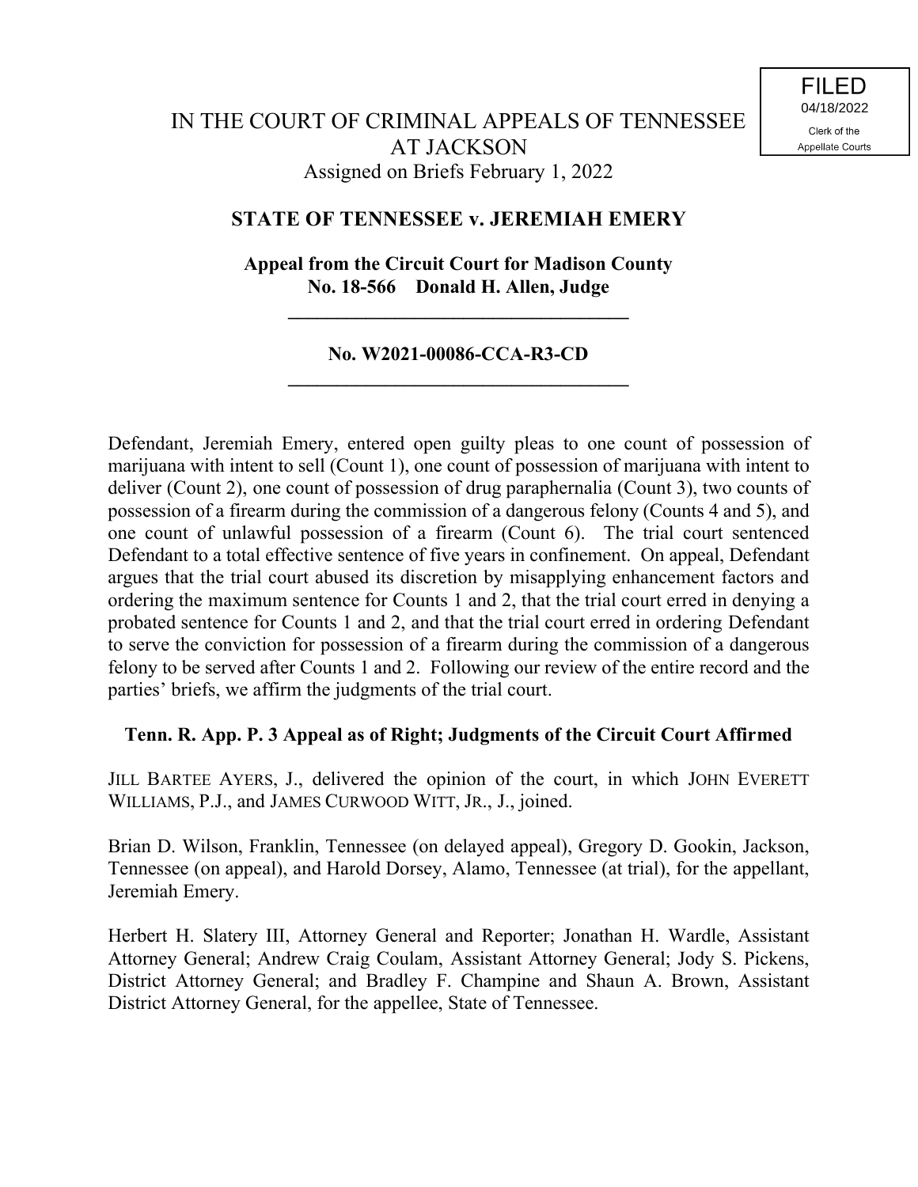FILED
04/18/2022
Clerk of the
Appellate Courts

# IN THE COURT OF CRIMINAL APPEALS OF TENNESSEE AT JACKSON

Assigned on Briefs February 1, 2022

## STATE OF TENNESSEE v. JEREMIAH EMERY

**Appeal from the Circuit Court for Madison County**
**No. 18-566 Donald H. Allen, Judge**

---

**No. W2021-00086-CCA-R3-CD**

---

Defendant, Jeremiah Emery, entered open guilty pleas to one count of possession of marijuana with intent to sell (Count 1), one count of possession of marijuana with intent to deliver (Count 2), one count of possession of drug paraphernalia (Count 3), two counts of possession of a firearm during the commission of a dangerous felony (Counts 4 and 5), and one count of unlawful possession of a firearm (Count 6). The trial court sentenced Defendant to a total effective sentence of five years in confinement. On appeal, Defendant argues that the trial court abused its discretion by misapplying enhancement factors and ordering the maximum sentence for Counts 1 and 2, that the trial court erred in denying a probated sentence for Counts 1 and 2, and that the trial court erred in ordering Defendant to serve the conviction for possession of a firearm during the commission of a dangerous felony to be served after Counts 1 and 2. Following our review of the entire record and the parties' briefs, we affirm the judgments of the trial court.

**Tenn. R. App. P. 3 Appeal as of Right; Judgments of the Circuit Court Affirmed**

JILL BARTEE AYERS, J., delivered the opinion of the court, in which JOHN EVERETT WILLIAMS, P.J., and JAMES CURWOOD WITT, JR., J., joined.

Brian D. Wilson, Franklin, Tennessee (on delayed appeal), Gregory D. Gookin, Jackson, Tennessee (on appeal), and Harold Dorsey, Alamo, Tennessee (at trial), for the appellant, Jeremiah Emery.

Herbert H. Slatery III, Attorney General and Reporter; Jonathan H. Wardle, Assistant Attorney General; Andrew Craig Coulam, Assistant Attorney General; Jody S. Pickens, District Attorney General; and Bradley F. Champine and Shaun A. Brown, Assistant District Attorney General, for the appellee, State of Tennessee.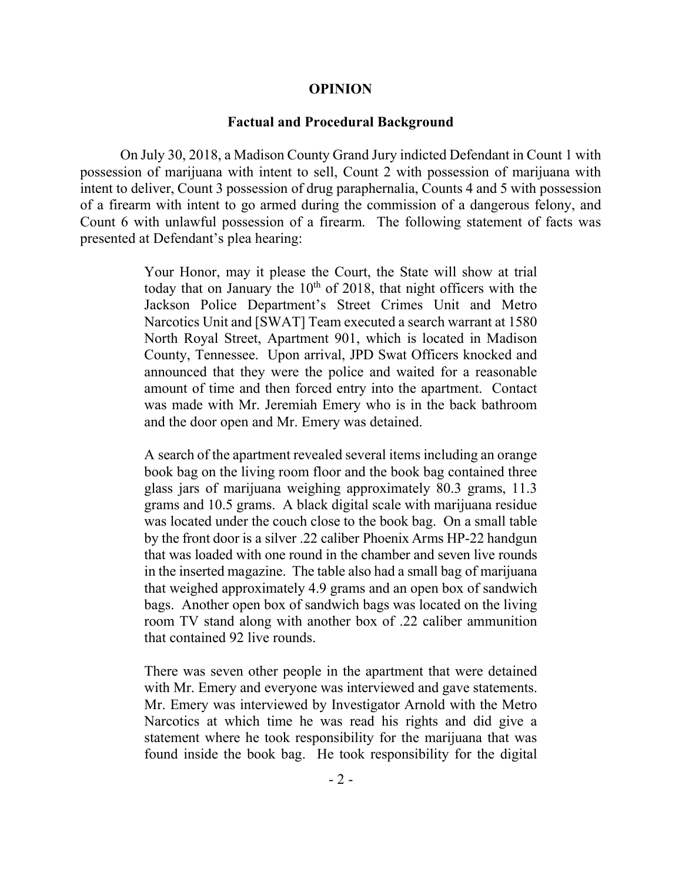## OPINION

### Factual and Procedural Background

On July 30, 2018, a Madison County Grand Jury indicted Defendant in Count 1 with possession of marijuana with intent to sell, Count 2 with possession of marijuana with intent to deliver, Count 3 possession of drug paraphernalia, Counts 4 and 5 with possession of a firearm with intent to go armed during the commission of a dangerous felony, and Count 6 with unlawful possession of a firearm. The following statement of facts was presented at Defendant's plea hearing:

> Your Honor, may it please the Court, the State will show at trial today that on January the 10th of 2018, that night officers with the Jackson Police Department's Street Crimes Unit and Metro Narcotics Unit and [SWAT] Team executed a search warrant at 1580 North Royal Street, Apartment 901, which is located in Madison County, Tennessee. Upon arrival, JPD Swat Officers knocked and announced that they were the police and waited for a reasonable amount of time and then forced entry into the apartment. Contact was made with Mr. Jeremiah Emery who is in the back bathroom and the door open and Mr. Emery was detained.
>
> A search of the apartment revealed several items including an orange book bag on the living room floor and the book bag contained three glass jars of marijuana weighing approximately 80.3 grams, 11.3 grams and 10.5 grams. A black digital scale with marijuana residue was located under the couch close to the book bag. On a small table by the front door is a silver .22 caliber Phoenix Arms HP-22 handgun that was loaded with one round in the chamber and seven live rounds in the inserted magazine. The table also had a small bag of marijuana that weighed approximately 4.9 grams and an open box of sandwich bags. Another open box of sandwich bags was located on the living room TV stand along with another box of .22 caliber ammunition that contained 92 live rounds.
>
> There was seven other people in the apartment that were detained with Mr. Emery and everyone was interviewed and gave statements. Mr. Emery was interviewed by Investigator Arnold with the Metro Narcotics at which time he was read his rights and did give a statement where he took responsibility for the marijuana that was found inside the book bag. He took responsibility for the digital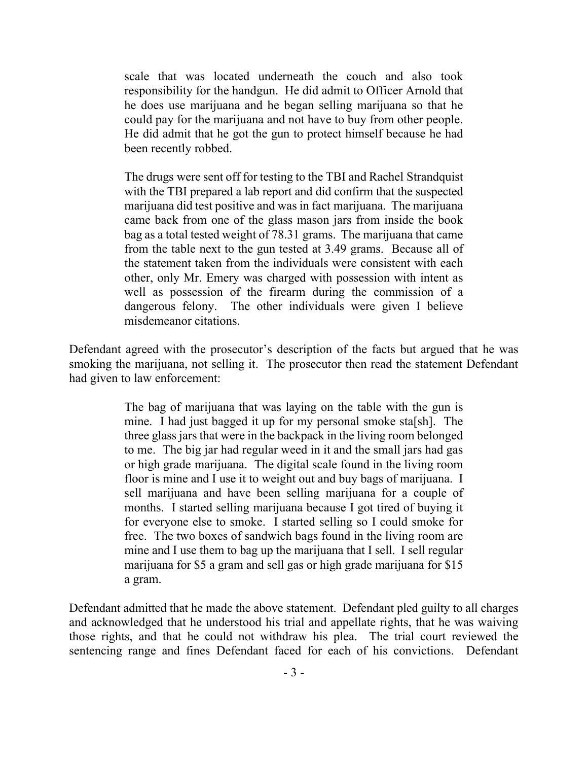> scale that was located underneath the couch and also took responsibility for the handgun. He did admit to Officer Arnold that he does use marijuana and he began selling marijuana so that he could pay for the marijuana and not have to buy from other people. He did admit that he got the gun to protect himself because he had been recently robbed.
>
> The drugs were sent off for testing to the TBI and Rachel Strandquist with the TBI prepared a lab report and did confirm that the suspected marijuana did test positive and was in fact marijuana. The marijuana came back from one of the glass mason jars from inside the book bag as a total tested weight of 78.31 grams. The marijuana that came from the table next to the gun tested at 3.49 grams. Because all of the statement taken from the individuals were consistent with each other, only Mr. Emery was charged with possession with intent as well as possession of the firearm during the commission of a dangerous felony. The other individuals were given I believe misdemeanor citations.

Defendant agreed with the prosecutor's description of the facts but argued that he was smoking the marijuana, not selling it. The prosecutor then read the statement Defendant had given to law enforcement:

> The bag of marijuana that was laying on the table with the gun is mine. I had just bagged it up for my personal smoke sta[sh]. The three glass jars that were in the backpack in the living room belonged to me. The big jar had regular weed in it and the small jars had gas or high grade marijuana. The digital scale found in the living room floor is mine and I use it to weight out and buy bags of marijuana. I sell marijuana and have been selling marijuana for a couple of months. I started selling marijuana because I got tired of buying it for everyone else to smoke. I started selling so I could smoke for free. The two boxes of sandwich bags found in the living room are mine and I use them to bag up the marijuana that I sell. I sell regular marijuana for $5 a gram and sell gas or high grade marijuana for $15 a gram.

Defendant admitted that he made the above statement. Defendant pled guilty to all charges and acknowledged that he understood his trial and appellate rights, that he was waiving those rights, and that he could not withdraw his plea. The trial court reviewed the sentencing range and fines Defendant faced for each of his convictions. Defendant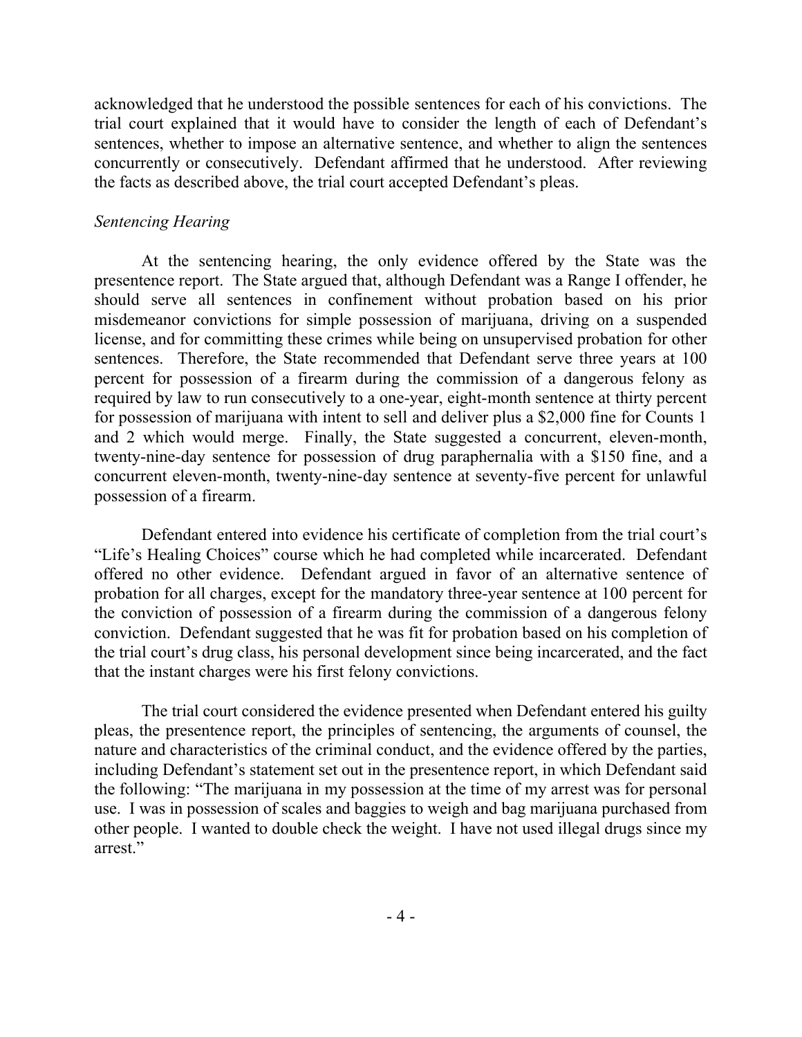acknowledged that he understood the possible sentences for each of his convictions. The trial court explained that it would have to consider the length of each of Defendant's sentences, whether to impose an alternative sentence, and whether to align the sentences concurrently or consecutively. Defendant affirmed that he understood. After reviewing the facts as described above, the trial court accepted Defendant's pleas.

*Sentencing Hearing*

At the sentencing hearing, the only evidence offered by the State was the presentence report. The State argued that, although Defendant was a Range I offender, he should serve all sentences in confinement without probation based on his prior misdemeanor convictions for simple possession of marijuana, driving on a suspended license, and for committing these crimes while being on unsupervised probation for other sentences. Therefore, the State recommended that Defendant serve three years at 100 percent for possession of a firearm during the commission of a dangerous felony as required by law to run consecutively to a one-year, eight-month sentence at thirty percent for possession of marijuana with intent to sell and deliver plus a $2,000 fine for Counts 1 and 2 which would merge. Finally, the State suggested a concurrent, eleven-month, twenty-nine-day sentence for possession of drug paraphernalia with a $150 fine, and a concurrent eleven-month, twenty-nine-day sentence at seventy-five percent for unlawful possession of a firearm.

Defendant entered into evidence his certificate of completion from the trial court's "Life's Healing Choices" course which he had completed while incarcerated. Defendant offered no other evidence. Defendant argued in favor of an alternative sentence of probation for all charges, except for the mandatory three-year sentence at 100 percent for the conviction of possession of a firearm during the commission of a dangerous felony conviction. Defendant suggested that he was fit for probation based on his completion of the trial court's drug class, his personal development since being incarcerated, and the fact that the instant charges were his first felony convictions.

The trial court considered the evidence presented when Defendant entered his guilty pleas, the presentence report, the principles of sentencing, the arguments of counsel, the nature and characteristics of the criminal conduct, and the evidence offered by the parties, including Defendant's statement set out in the presentence report, in which Defendant said the following: "The marijuana in my possession at the time of my arrest was for personal use. I was in possession of scales and baggies to weigh and bag marijuana purchased from other people. I wanted to double check the weight. I have not used illegal drugs since my arrest."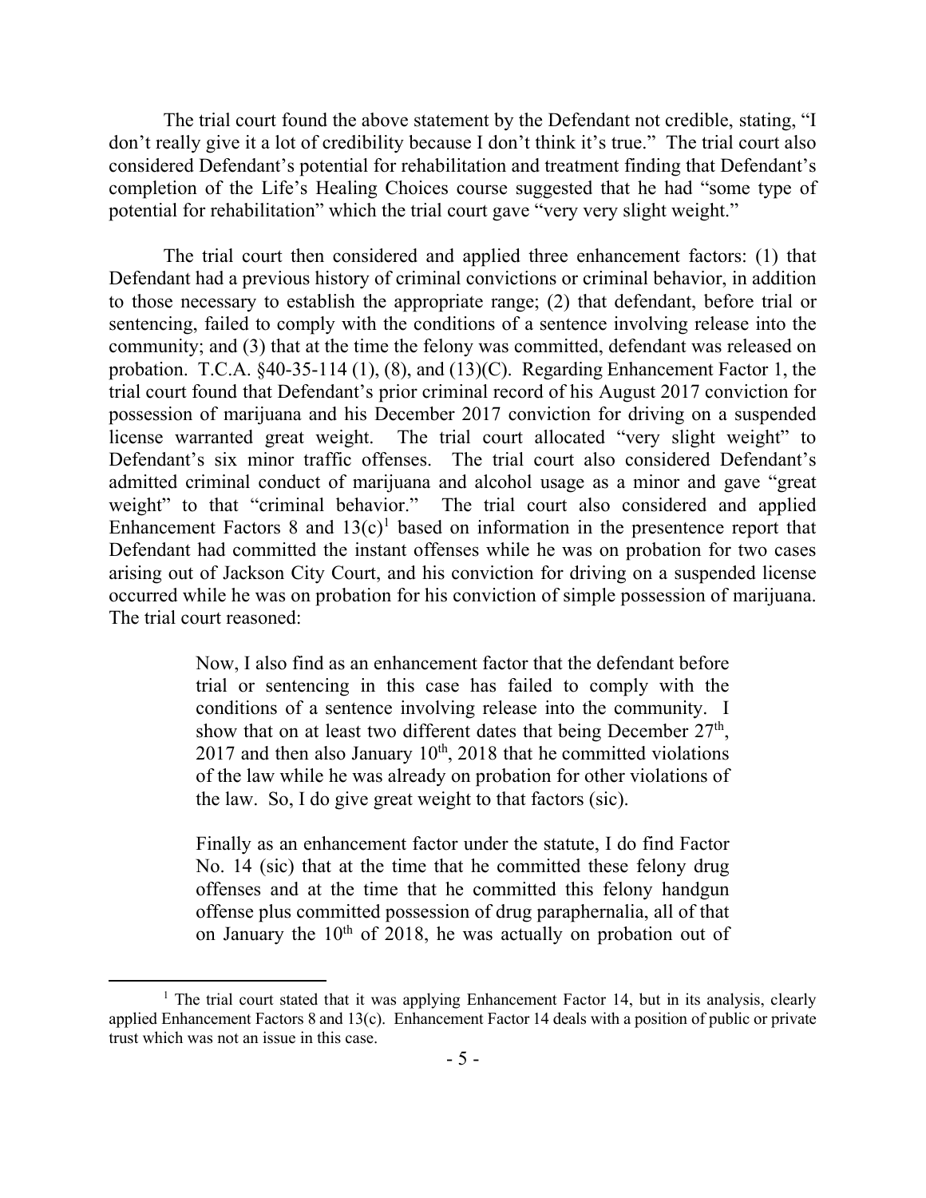The trial court found the above statement by the Defendant not credible, stating, "I don't really give it a lot of credibility because I don't think it's true." The trial court also considered Defendant's potential for rehabilitation and treatment finding that Defendant's completion of the Life's Healing Choices course suggested that he had "some type of potential for rehabilitation" which the trial court gave "very very slight weight."

The trial court then considered and applied three enhancement factors: (1) that Defendant had a previous history of criminal convictions or criminal behavior, in addition to those necessary to establish the appropriate range; (2) that defendant, before trial or sentencing, failed to comply with the conditions of a sentence involving release into the community; and (3) that at the time the felony was committed, defendant was released on probation. T.C.A. §40-35-114 (1), (8), and (13)(C). Regarding Enhancement Factor 1, the trial court found that Defendant's prior criminal record of his August 2017 conviction for possession of marijuana and his December 2017 conviction for driving on a suspended license warranted great weight. The trial court allocated "very slight weight" to Defendant's six minor traffic offenses. The trial court also considered Defendant's admitted criminal conduct of marijuana and alcohol usage as a minor and gave "great weight" to that "criminal behavior." The trial court also considered and applied Enhancement Factors 8 and 13(c)[1] based on information in the presentence report that Defendant had committed the instant offenses while he was on probation for two cases arising out of Jackson City Court, and his conviction for driving on a suspended license occurred while he was on probation for his conviction of simple possession of marijuana. The trial court reasoned:

> Now, I also find as an enhancement factor that the defendant before trial or sentencing in this case has failed to comply with the conditions of a sentence involving release into the community. I show that on at least two different dates that being December 27th, 2017 and then also January 10th, 2018 that he committed violations of the law while he was already on probation for other violations of the law. So, I do give great weight to that factors (sic).
>
> Finally as an enhancement factor under the statute, I do find Factor No. 14 (sic) that at the time that he committed these felony drug offenses and at the time that he committed this felony handgun offense plus committed possession of drug paraphernalia, all of that on January the 10th of 2018, he was actually on probation out of

[1] The trial court stated that it was applying Enhancement Factor 14, but in its analysis, clearly applied Enhancement Factors 8 and 13(c). Enhancement Factor 14 deals with a position of public or private trust which was not an issue in this case.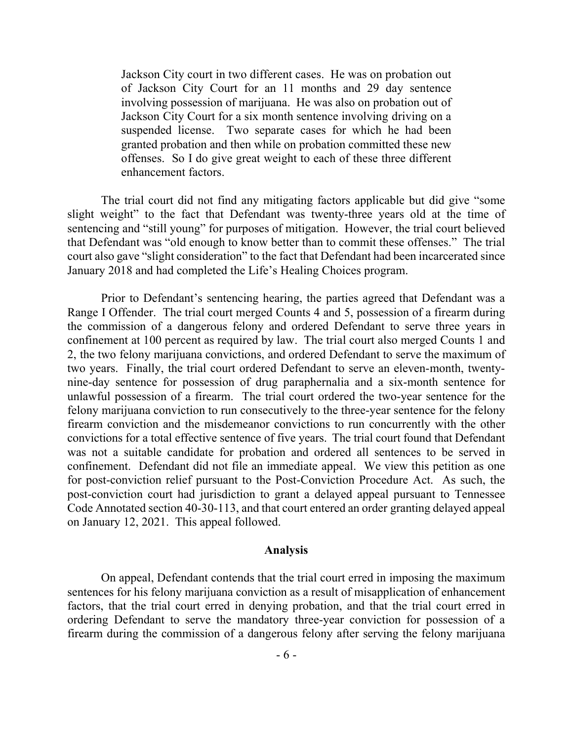> Jackson City court in two different cases. He was on probation out of Jackson City Court for an 11 months and 29 day sentence involving possession of marijuana. He was also on probation out of Jackson City Court for a six month sentence involving driving on a suspended license. Two separate cases for which he had been granted probation and then while on probation committed these new offenses. So I do give great weight to each of these three different enhancement factors.

The trial court did not find any mitigating factors applicable but did give "some slight weight" to the fact that Defendant was twenty-three years old at the time of sentencing and "still young" for purposes of mitigation. However, the trial court believed that Defendant was "old enough to know better than to commit these offenses." The trial court also gave "slight consideration" to the fact that Defendant had been incarcerated since January 2018 and had completed the Life's Healing Choices program.

Prior to Defendant's sentencing hearing, the parties agreed that Defendant was a Range I Offender. The trial court merged Counts 4 and 5, possession of a firearm during the commission of a dangerous felony and ordered Defendant to serve three years in confinement at 100 percent as required by law. The trial court also merged Counts 1 and 2, the two felony marijuana convictions, and ordered Defendant to serve the maximum of two years. Finally, the trial court ordered Defendant to serve an eleven-month, twenty-nine-day sentence for possession of drug paraphernalia and a six-month sentence for unlawful possession of a firearm. The trial court ordered the two-year sentence for the felony marijuana conviction to run consecutively to the three-year sentence for the felony firearm conviction and the misdemeanor convictions to run concurrently with the other convictions for a total effective sentence of five years. The trial court found that Defendant was not a suitable candidate for probation and ordered all sentences to be served in confinement. Defendant did not file an immediate appeal. We view this petition as one for post-conviction relief pursuant to the Post-Conviction Procedure Act. As such, the post-conviction court had jurisdiction to grant a delayed appeal pursuant to Tennessee Code Annotated section 40-30-113, and that court entered an order granting delayed appeal on January 12, 2021. This appeal followed.

## Analysis

On appeal, Defendant contends that the trial court erred in imposing the maximum sentences for his felony marijuana conviction as a result of misapplication of enhancement factors, that the trial court erred in denying probation, and that the trial court erred in ordering Defendant to serve the mandatory three-year conviction for possession of a firearm during the commission of a dangerous felony after serving the felony marijuana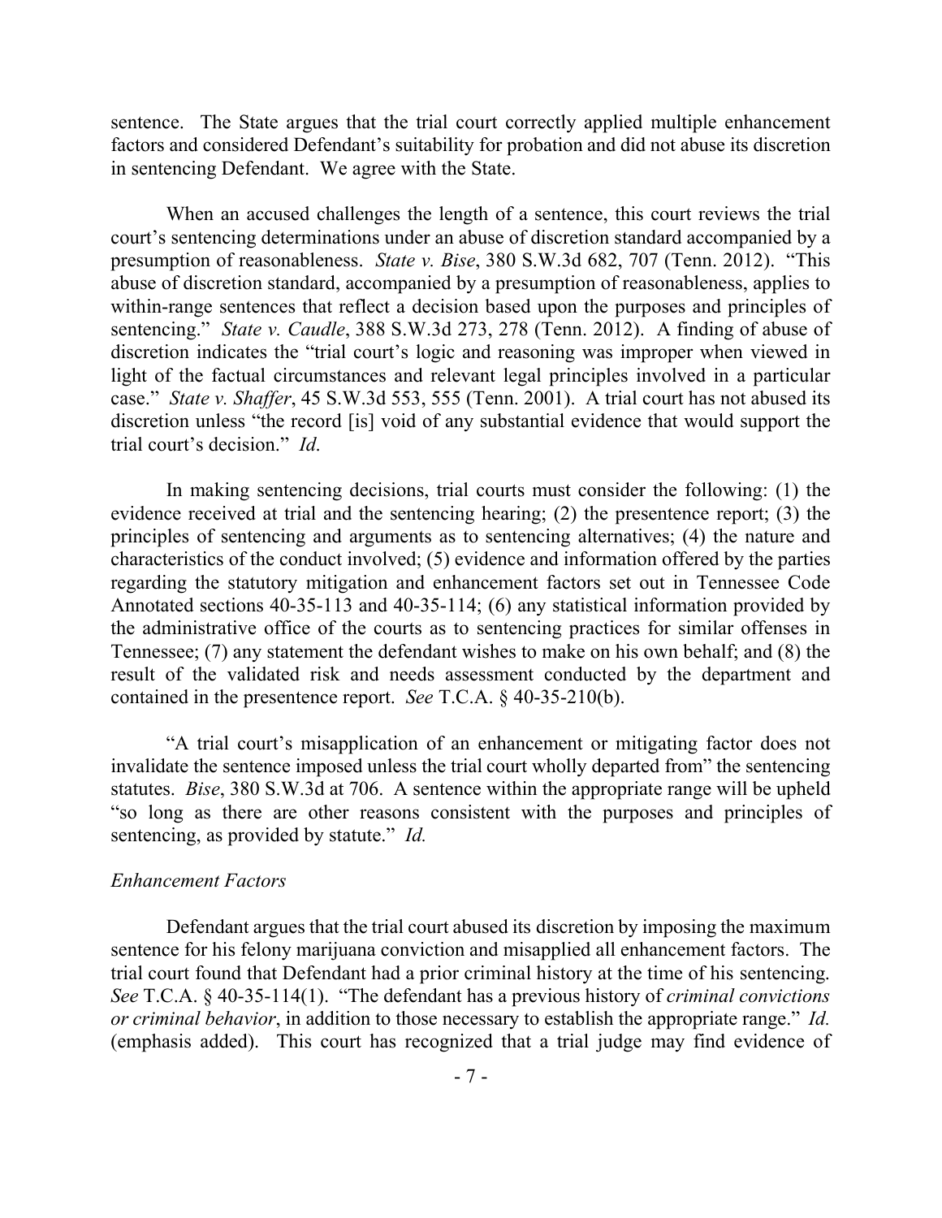sentence. The State argues that the trial court correctly applied multiple enhancement factors and considered Defendant's suitability for probation and did not abuse its discretion in sentencing Defendant. We agree with the State.

When an accused challenges the length of a sentence, this court reviews the trial court's sentencing determinations under an abuse of discretion standard accompanied by a presumption of reasonableness. *State v. Bise*, 380 S.W.3d 682, 707 (Tenn. 2012). "This abuse of discretion standard, accompanied by a presumption of reasonableness, applies to within-range sentences that reflect a decision based upon the purposes and principles of sentencing." *State v. Caudle*, 388 S.W.3d 273, 278 (Tenn. 2012). A finding of abuse of discretion indicates the "trial court's logic and reasoning was improper when viewed in light of the factual circumstances and relevant legal principles involved in a particular case." *State v. Shaffer*, 45 S.W.3d 553, 555 (Tenn. 2001). A trial court has not abused its discretion unless "the record [is] void of any substantial evidence that would support the trial court's decision." *Id.*

In making sentencing decisions, trial courts must consider the following: (1) the evidence received at trial and the sentencing hearing; (2) the presentence report; (3) the principles of sentencing and arguments as to sentencing alternatives; (4) the nature and characteristics of the conduct involved; (5) evidence and information offered by the parties regarding the statutory mitigation and enhancement factors set out in Tennessee Code Annotated sections 40-35-113 and 40-35-114; (6) any statistical information provided by the administrative office of the courts as to sentencing practices for similar offenses in Tennessee; (7) any statement the defendant wishes to make on his own behalf; and (8) the result of the validated risk and needs assessment conducted by the department and contained in the presentence report. *See* T.C.A. § 40-35-210(b).

"A trial court's misapplication of an enhancement or mitigating factor does not invalidate the sentence imposed unless the trial court wholly departed from" the sentencing statutes. *Bise*, 380 S.W.3d at 706. A sentence within the appropriate range will be upheld "so long as there are other reasons consistent with the purposes and principles of sentencing, as provided by statute." *Id.*

*Enhancement Factors*

Defendant argues that the trial court abused its discretion by imposing the maximum sentence for his felony marijuana conviction and misapplied all enhancement factors. The trial court found that Defendant had a prior criminal history at the time of his sentencing. *See* T.C.A. § 40-35-114(1). "The defendant has a previous history of *criminal convictions or criminal behavior*, in addition to those necessary to establish the appropriate range." *Id.* (emphasis added). This court has recognized that a trial judge may find evidence of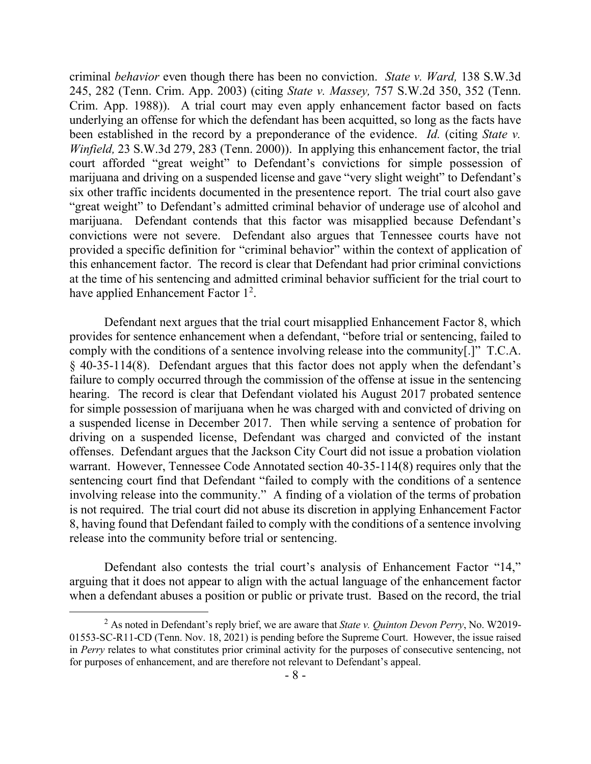criminal *behavior* even though there has been no conviction. *State v. Ward,* 138 S.W.3d 245, 282 (Tenn. Crim. App. 2003) (citing *State v. Massey,* 757 S.W.2d 350, 352 (Tenn. Crim. App. 1988)). A trial court may even apply enhancement factor based on facts underlying an offense for which the defendant has been acquitted, so long as the facts have been established in the record by a preponderance of the evidence. *Id.* (citing *State v. Winfield,* 23 S.W.3d 279, 283 (Tenn. 2000)). In applying this enhancement factor, the trial court afforded "great weight" to Defendant's convictions for simple possession of marijuana and driving on a suspended license and gave "very slight weight" to Defendant's six other traffic incidents documented in the presentence report. The trial court also gave "great weight" to Defendant's admitted criminal behavior of underage use of alcohol and marijuana. Defendant contends that this factor was misapplied because Defendant's convictions were not severe. Defendant also argues that Tennessee courts have not provided a specific definition for "criminal behavior" within the context of application of this enhancement factor. The record is clear that Defendant had prior criminal convictions at the time of his sentencing and admitted criminal behavior sufficient for the trial court to have applied Enhancement Factor 1[2].

Defendant next argues that the trial court misapplied Enhancement Factor 8, which provides for sentence enhancement when a defendant, "before trial or sentencing, failed to comply with the conditions of a sentence involving release into the community[.]" T.C.A. § 40-35-114(8). Defendant argues that this factor does not apply when the defendant's failure to comply occurred through the commission of the offense at issue in the sentencing hearing. The record is clear that Defendant violated his August 2017 probated sentence for simple possession of marijuana when he was charged with and convicted of driving on a suspended license in December 2017. Then while serving a sentence of probation for driving on a suspended license, Defendant was charged and convicted of the instant offenses. Defendant argues that the Jackson City Court did not issue a probation violation warrant. However, Tennessee Code Annotated section 40-35-114(8) requires only that the sentencing court find that Defendant "failed to comply with the conditions of a sentence involving release into the community." A finding of a violation of the terms of probation is not required. The trial court did not abuse its discretion in applying Enhancement Factor 8, having found that Defendant failed to comply with the conditions of a sentence involving release into the community before trial or sentencing.

Defendant also contests the trial court's analysis of Enhancement Factor "14," arguing that it does not appear to align with the actual language of the enhancement factor when a defendant abuses a position or public or private trust. Based on the record, the trial

---

[2] As noted in Defendant's reply brief, we are aware that *State v. Quinton Devon Perry*, No. W2019-01553-SC-R11-CD (Tenn. Nov. 18, 2021) is pending before the Supreme Court. However, the issue raised in *Perry* relates to what constitutes prior criminal activity for the purposes of consecutive sentencing, not for purposes of enhancement, and are therefore not relevant to Defendant's appeal.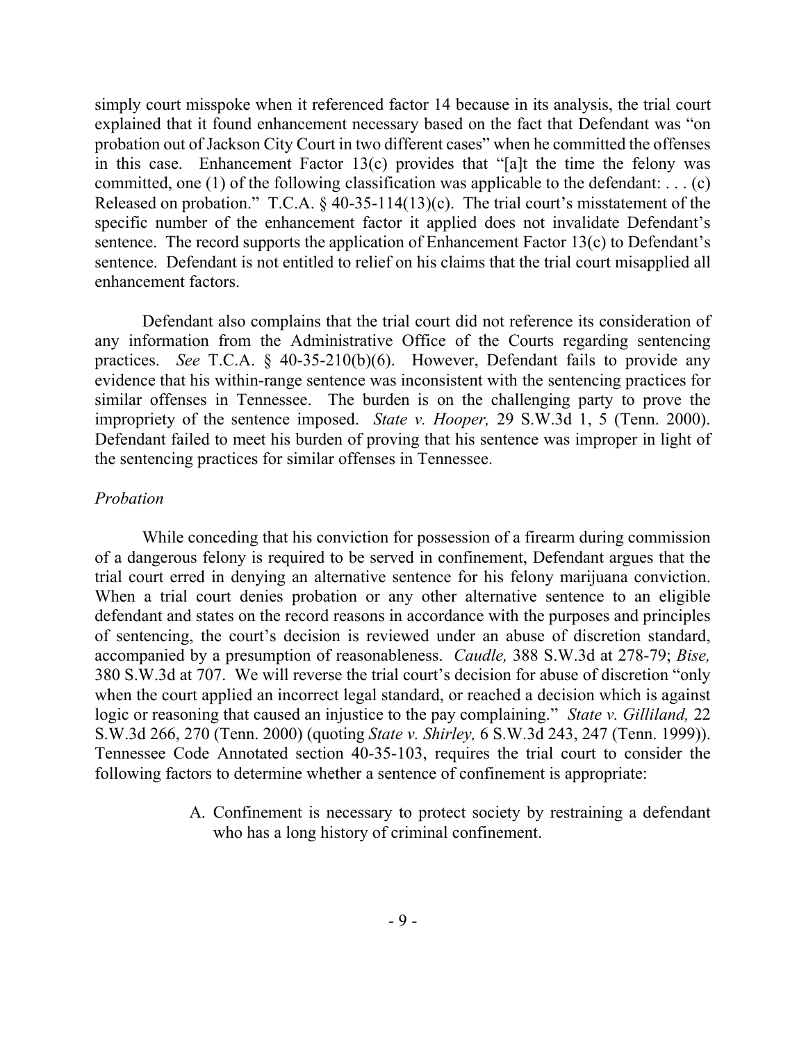simply court misspoke when it referenced factor 14 because in its analysis, the trial court explained that it found enhancement necessary based on the fact that Defendant was "on probation out of Jackson City Court in two different cases" when he committed the offenses in this case. Enhancement Factor 13(c) provides that "[a]t the time the felony was committed, one (1) of the following classification was applicable to the defendant: . . . (c) Released on probation." T.C.A. § 40-35-114(13)(c). The trial court's misstatement of the specific number of the enhancement factor it applied does not invalidate Defendant's sentence. The record supports the application of Enhancement Factor 13(c) to Defendant's sentence. Defendant is not entitled to relief on his claims that the trial court misapplied all enhancement factors.

Defendant also complains that the trial court did not reference its consideration of any information from the Administrative Office of the Courts regarding sentencing practices. *See* T.C.A. § 40-35-210(b)(6). However, Defendant fails to provide any evidence that his within-range sentence was inconsistent with the sentencing practices for similar offenses in Tennessee. The burden is on the challenging party to prove the impropriety of the sentence imposed. *State v. Hooper,* 29 S.W.3d 1, 5 (Tenn. 2000). Defendant failed to meet his burden of proving that his sentence was improper in light of the sentencing practices for similar offenses in Tennessee.

*Probation*

While conceding that his conviction for possession of a firearm during commission of a dangerous felony is required to be served in confinement, Defendant argues that the trial court erred in denying an alternative sentence for his felony marijuana conviction. When a trial court denies probation or any other alternative sentence to an eligible defendant and states on the record reasons in accordance with the purposes and principles of sentencing, the court's decision is reviewed under an abuse of discretion standard, accompanied by a presumption of reasonableness. *Caudle,* 388 S.W.3d at 278-79; *Bise,* 380 S.W.3d at 707. We will reverse the trial court's decision for abuse of discretion "only when the court applied an incorrect legal standard, or reached a decision which is against logic or reasoning that caused an injustice to the pay complaining." *State v. Gilliland,* 22 S.W.3d 266, 270 (Tenn. 2000) (quoting *State v. Shirley,* 6 S.W.3d 243, 247 (Tenn. 1999)). Tennessee Code Annotated section 40-35-103, requires the trial court to consider the following factors to determine whether a sentence of confinement is appropriate:

> A. Confinement is necessary to protect society by restraining a defendant who has a long history of criminal confinement.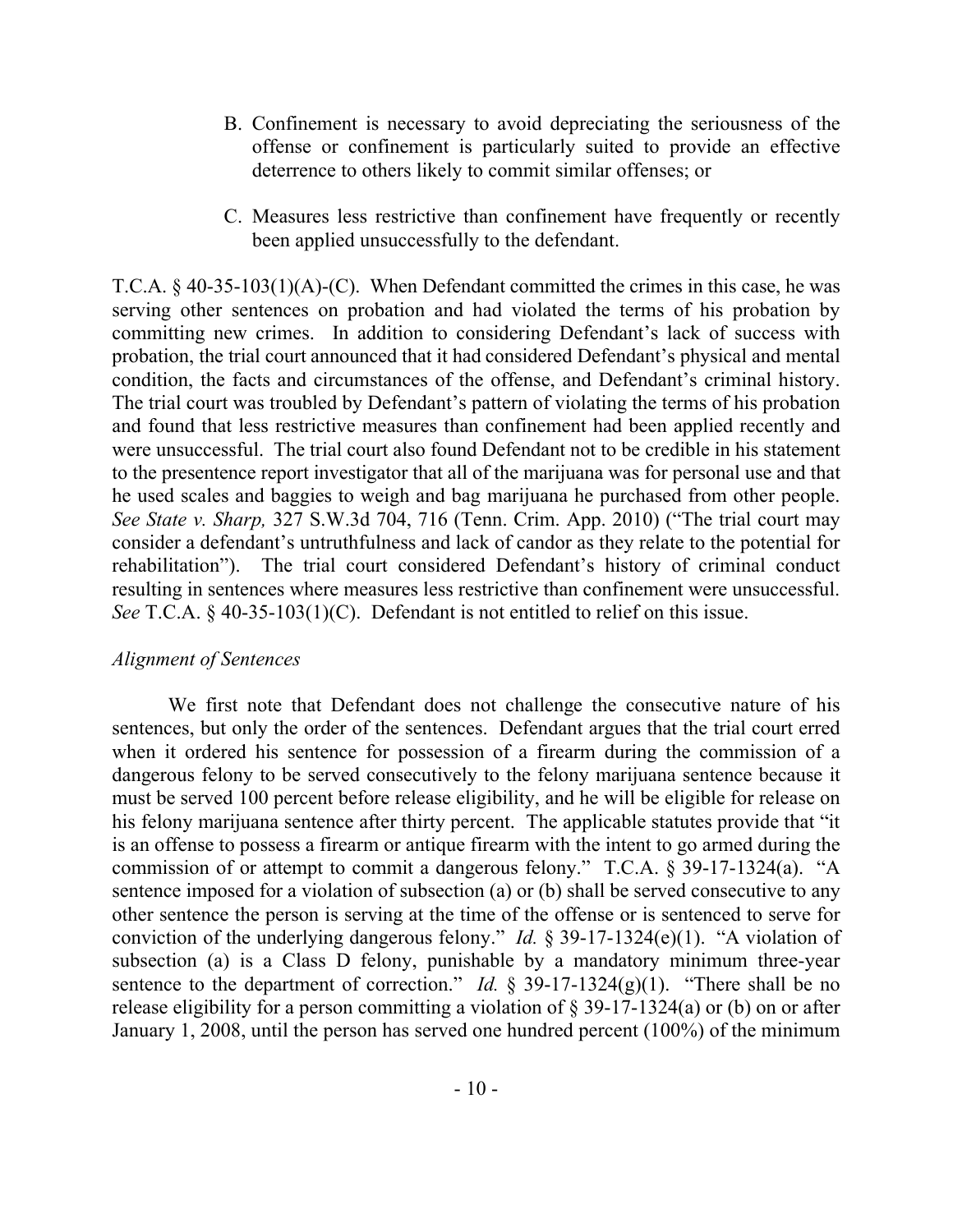B. Confinement is necessary to avoid depreciating the seriousness of the offense or confinement is particularly suited to provide an effective deterrence to others likely to commit similar offenses; or

C. Measures less restrictive than confinement have frequently or recently been applied unsuccessfully to the defendant.

T.C.A. § 40-35-103(1)(A)-(C). When Defendant committed the crimes in this case, he was serving other sentences on probation and had violated the terms of his probation by committing new crimes. In addition to considering Defendant's lack of success with probation, the trial court announced that it had considered Defendant's physical and mental condition, the facts and circumstances of the offense, and Defendant's criminal history. The trial court was troubled by Defendant's pattern of violating the terms of his probation and found that less restrictive measures than confinement had been applied recently and were unsuccessful. The trial court also found Defendant not to be credible in his statement to the presentence report investigator that all of the marijuana was for personal use and that he used scales and baggies to weigh and bag marijuana he purchased from other people. *See State v. Sharp,* 327 S.W.3d 704, 716 (Tenn. Crim. App. 2010) ("The trial court may consider a defendant's untruthfulness and lack of candor as they relate to the potential for rehabilitation"). The trial court considered Defendant's history of criminal conduct resulting in sentences where measures less restrictive than confinement were unsuccessful. *See* T.C.A. § 40-35-103(1)(C). Defendant is not entitled to relief on this issue.

*Alignment of Sentences*

We first note that Defendant does not challenge the consecutive nature of his sentences, but only the order of the sentences. Defendant argues that the trial court erred when it ordered his sentence for possession of a firearm during the commission of a dangerous felony to be served consecutively to the felony marijuana sentence because it must be served 100 percent before release eligibility, and he will be eligible for release on his felony marijuana sentence after thirty percent. The applicable statutes provide that "it is an offense to possess a firearm or antique firearm with the intent to go armed during the commission of or attempt to commit a dangerous felony." T.C.A. § 39-17-1324(a). "A sentence imposed for a violation of subsection (a) or (b) shall be served consecutive to any other sentence the person is serving at the time of the offense or is sentenced to serve for conviction of the underlying dangerous felony." *Id.* § 39-17-1324(e)(1). "A violation of subsection (a) is a Class D felony, punishable by a mandatory minimum three-year sentence to the department of correction." *Id.* § 39-17-1324(g)(1). "There shall be no release eligibility for a person committing a violation of § 39-17-1324(a) or (b) on or after January 1, 2008, until the person has served one hundred percent (100%) of the minimum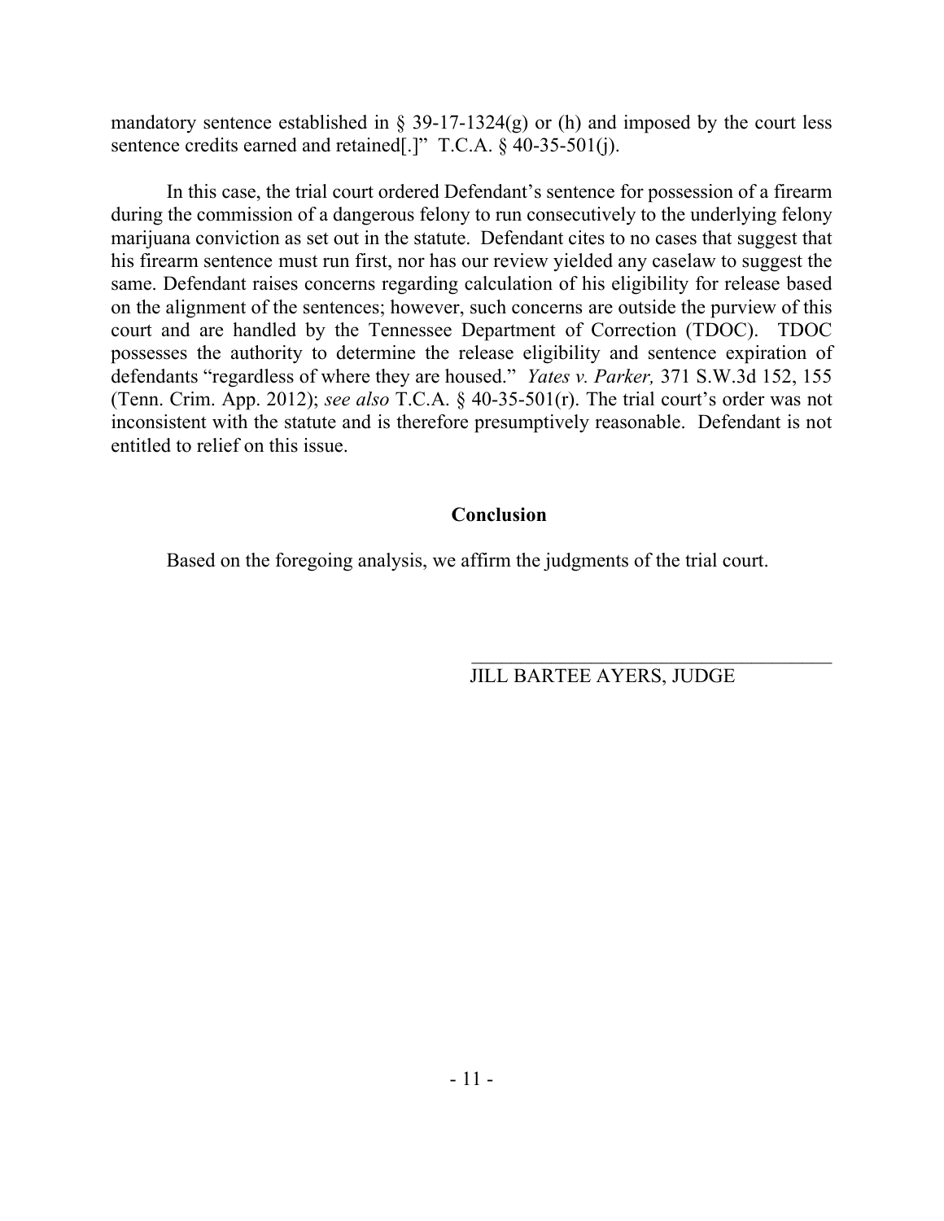mandatory sentence established in § 39-17-1324(g) or (h) and imposed by the court less sentence credits earned and retained[.]" T.C.A. § 40-35-501(j).

In this case, the trial court ordered Defendant's sentence for possession of a firearm during the commission of a dangerous felony to run consecutively to the underlying felony marijuana conviction as set out in the statute. Defendant cites to no cases that suggest that his firearm sentence must run first, nor has our review yielded any caselaw to suggest the same. Defendant raises concerns regarding calculation of his eligibility for release based on the alignment of the sentences; however, such concerns are outside the purview of this court and are handled by the Tennessee Department of Correction (TDOC). TDOC possesses the authority to determine the release eligibility and sentence expiration of defendants "regardless of where they are housed." *Yates v. Parker,* 371 S.W.3d 152, 155 (Tenn. Crim. App. 2012); *see also* T.C.A. § 40-35-501(r). The trial court's order was not inconsistent with the statute and is therefore presumptively reasonable. Defendant is not entitled to relief on this issue.

## Conclusion

Based on the foregoing analysis, we affirm the judgments of the trial court.

\_\_\_\_\_\_\_\_\_\_\_\_\_\_\_\_\_\_\_\_\_\_\_\_\_\_\_\_\_\_\_\_\_\_\_\_\_\_

JILL BARTEE AYERS, JUDGE